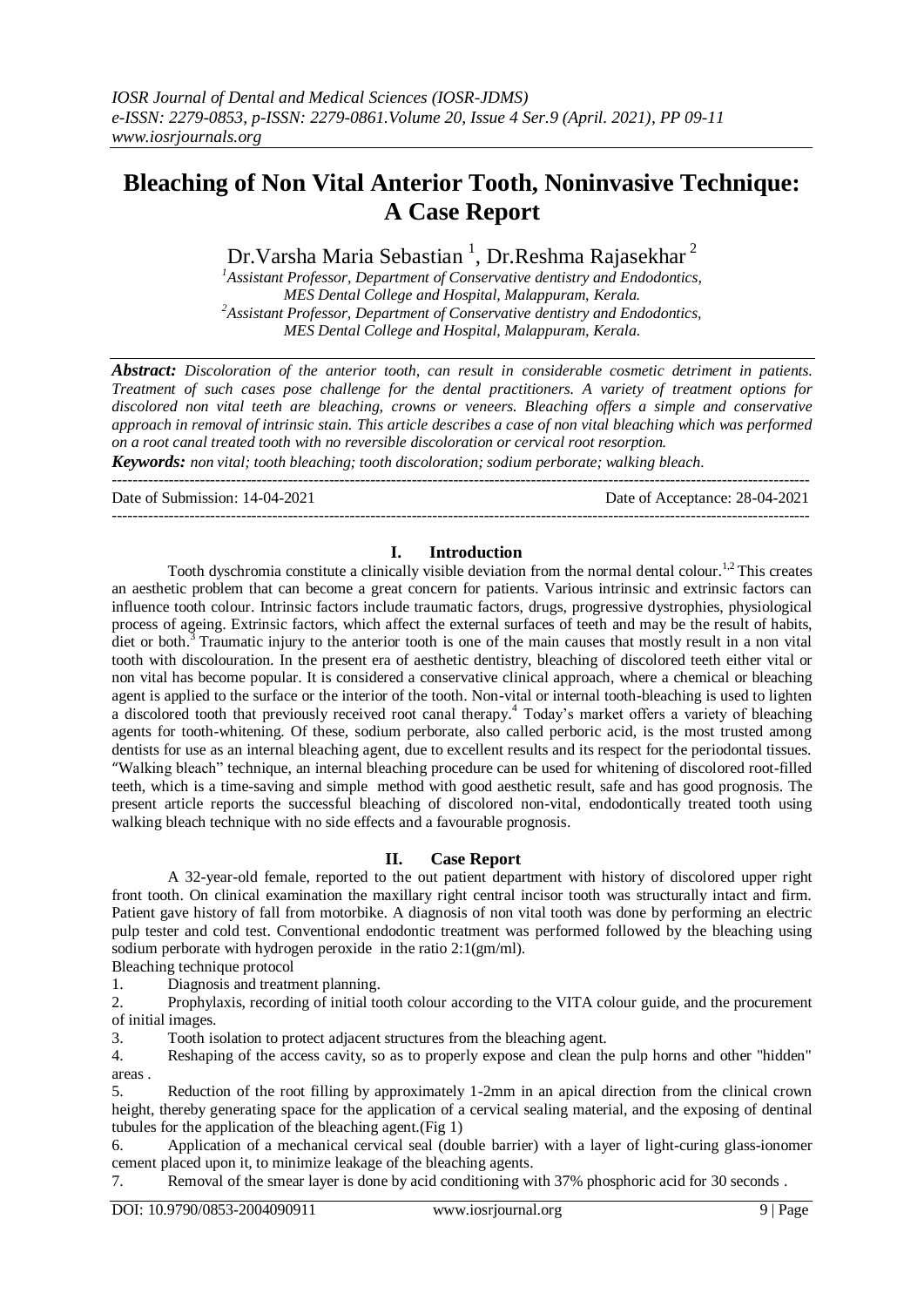# Bleaching of Non Vital Anterior Tooth, Noninvasive Technique: A Case Report

Dr.Varsha Maria Sebastian [1], Dr.Reshma Rajasekhar [2]

[1] Assistant Professor, Department of Conservative dentistry and Endodontics, MES Dental College and Hospital, Malappuram, Kerala.
[2] Assistant Professor, Department of Conservative dentistry and Endodontics, MES Dental College and Hospital, Malappuram, Kerala.

***Abstract:*** *Discoloration of the anterior tooth, can result in considerable cosmetic detriment in patients. Treatment of such cases pose challenge for the dental practitioners. A variety of treatment options for discolored non vital teeth are bleaching, crowns or veneers. Bleaching offers a simple and conservative approach in removal of intrinsic stain. This article describes a case of non vital bleaching which was performed on a root canal treated tooth with no reversible discoloration or cervical root resorption.*

***Keywords:*** *non vital; tooth bleaching; tooth discoloration; sodium perborate; walking bleach.*

---

Date of Submission: 14-04-2021 Date of Acceptance: 28-04-2021

---

## I. Introduction

Tooth dyschromia constitute a clinically visible deviation from the normal dental colour.[1,2] This creates an aesthetic problem that can become a great concern for patients. Various intrinsic and extrinsic factors can influence tooth colour. Intrinsic factors include traumatic factors, drugs, progressive dystrophies, physiological process of ageing. Extrinsic factors, which affect the external surfaces of teeth and may be the result of habits, diet or both.[3] Traumatic injury to the anterior tooth is one of the main causes that mostly result in a non vital tooth with discolouration. In the present era of aesthetic dentistry, bleaching of discolored teeth either vital or non vital has become popular. It is considered a conservative clinical approach, where a chemical or bleaching agent is applied to the surface or the interior of the tooth. Non-vital or internal tooth-bleaching is used to lighten a discolored tooth that previously received root canal therapy.[4] Today's market offers a variety of bleaching agents for tooth-whitening. Of these, sodium perborate, also called perboric acid, is the most trusted among dentists for use as an internal bleaching agent, due to excellent results and its respect for the periodontal tissues. "Walking bleach" technique, an internal bleaching procedure can be used for whitening of discolored root-filled teeth, which is a time-saving and simple method with good aesthetic result, safe and has good prognosis. The present article reports the successful bleaching of discolored non-vital, endodontically treated tooth using walking bleach technique with no side effects and a favourable prognosis.

## II. Case Report

A 32-year-old female, reported to the out patient department with history of discolored upper right front tooth. On clinical examination the maxillary right central incisor tooth was structurally intact and firm. Patient gave history of fall from motorbike. A diagnosis of non vital tooth was done by performing an electric pulp tester and cold test. Conventional endodontic treatment was performed followed by the bleaching using sodium perborate with hydrogen peroxide in the ratio 2:1(gm/ml).

Bleaching technique protocol

1. Diagnosis and treatment planning.
2. Prophylaxis, recording of initial tooth colour according to the VITA colour guide, and the procurement of initial images.
3. Tooth isolation to protect adjacent structures from the bleaching agent.
4. Reshaping of the access cavity, so as to properly expose and clean the pulp horns and other "hidden" areas .
5. Reduction of the root filling by approximately 1-2mm in an apical direction from the clinical crown height, thereby generating space for the application of a cervical sealing material, and the exposing of dentinal tubules for the application of the bleaching agent.(Fig 1)
6. Application of a mechanical cervical seal (double barrier) with a layer of light-curing glass-ionomer cement placed upon it, to minimize leakage of the bleaching agents.
7. Removal of the smear layer is done by acid conditioning with 37% phosphoric acid for 30 seconds .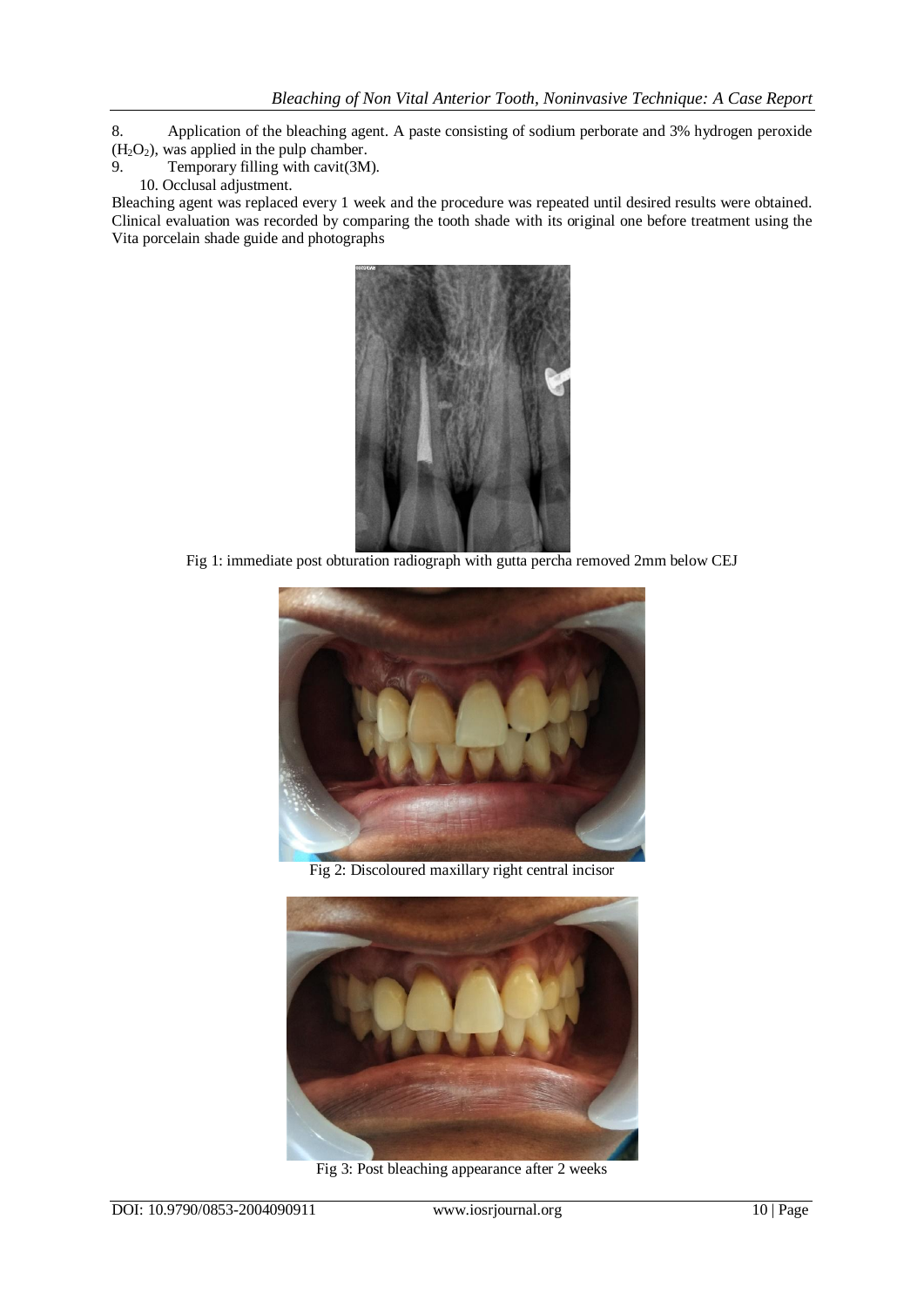8. Application of the bleaching agent. A paste consisting of sodium perborate and 3% hydrogen peroxide ($H_2O_2$), was applied in the pulp chamber.
9. Temporary filling with cavit(3M).
10. Occlusal adjustment.

Bleaching agent was replaced every 1 week and the procedure was repeated until desired results were obtained. Clinical evaluation was recorded by comparing the tooth shade with its original one before treatment using the Vita porcelain shade guide and photographs

Fig 1: immediate post obturation radiograph with gutta percha removed 2mm below CEJ

Fig 2: Discoloured maxillary right central incisor

Fig 3: Post bleaching appearance after 2 weeks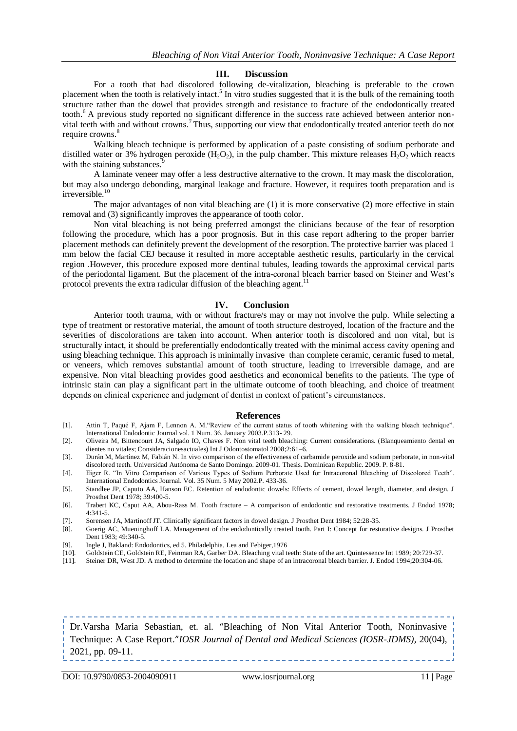## III. Discussion

For a tooth that had discolored following de-vitalization, bleaching is preferable to the crown placement when the tooth is relatively intact.[5] In vitro studies suggested that it is the bulk of the remaining tooth structure rather than the dowel that provides strength and resistance to fracture of the endodontically treated tooth.[6] A previous study reported no significant difference in the success rate achieved between anterior non-vital teeth with and without crowns.[7] Thus, supporting our view that endodontically treated anterior teeth do not require crowns.[8]

Walking bleach technique is performed by application of a paste consisting of sodium perborate and distilled water or 3% hydrogen peroxide ($H_2O_2$), in the pulp chamber. This mixture releases $H_2O_2$ which reacts with the staining substances.[9]

A laminate veneer may offer a less destructive alternative to the crown. It may mask the discoloration, but may also undergo debonding, marginal leakage and fracture. However, it requires tooth preparation and is irreversible.[10]

The major advantages of non vital bleaching are (1) it is more conservative (2) more effective in stain removal and (3) significantly improves the appearance of tooth color.

Non vital bleaching is not being preferred amongst the clinicians because of the fear of resorption following the procedure, which has a poor prognosis. But in this case report adhering to the proper barrier placement methods can definitely prevent the development of the resorption. The protective barrier was placed 1 mm below the facial CEJ because it resulted in more acceptable aesthetic results, particularly in the cervical region .However, this procedure exposed more dentinal tubules, leading towards the approximal cervical parts of the periodontal ligament. But the placement of the intra-coronal bleach barrier based on Steiner and West's protocol prevents the extra radicular diffusion of the bleaching agent.[11]

## IV. Conclusion

Anterior tooth trauma, with or without fracture/s may or may not involve the pulp. While selecting a type of treatment or restorative material, the amount of tooth structure destroyed, location of the fracture and the severities of discolorations are taken into account. When anterior tooth is discolored and non vital, but is structurally intact, it should be preferentially endodontically treated with the minimal access cavity opening and using bleaching technique. This approach is minimally invasive than complete ceramic, ceramic fused to metal, or veneers, which removes substantial amount of tooth structure, leading to irreversible damage, and are expensive. Non vital bleaching provides good aesthetics and economical benefits to the patients. The type of intrinsic stain can play a significant part in the ultimate outcome of tooth bleaching, and choice of treatment depends on clinical experience and judgment of dentist in context of patient's circumstances.

## References

[1]. Attin T, Paqué F, Ajam F, Lennon A. M."Review of the current status of tooth whitening with the walking bleach technique". International Endodontic Journal vol. 1 Num. 36. January 2003.P.313- 29.

[2]. Oliveira M, Bittencourt JA, Salgado IO, Chaves F. Non vital teeth bleaching: Current considerations. (Blanqueamiento dental en dientes no vitales; Consideracionesactuales) Int J Odontostomatol 2008;2:61–6.

[3]. Durán M, Martínez M, Fabián N. In vivo comparison of the effectiveness of carbamide peroxide and sodium perborate, in non-vital discolored teeth. Universidad Autónoma de Santo Domingo. 2009-01. Thesis. Dominican Republic. 2009. P. 8-81.

[4]. Eiger R. "In Vitro Comparison of Various Types of Sodium Perborate Used for Intracoronal Bleaching of Discolored Teeth". International Endodontics Journal. Vol. 35 Num. 5 May 2002.P. 433-36.

[5]. Standlee JP, Caputo AA, Hanson EC. Retention of endodontic dowels: Effects of cement, dowel length, diameter, and design. J Prosthet Dent 1978; 39:400-5.

[6]. Trabert KC, Caput AA, Abou-Rass M. Tooth fracture – A comparison of endodontic and restorative treatments. J Endod 1978; 4:341-5.

[7]. Sorensen JA, Martinoff JT. Clinically significant factors in dowel design. J Prosthet Dent 1984; 52:28-35.

[8]. Goerig AC, Mueninghoff LA. Management of the endodontically treated tooth. Part I: Concept for restorative designs. J Prosthet Dent 1983; 49:340-5.

[9]. Ingle J, Bakland: Endodontics, ed 5. Philadelphia, Lea and Febiger,1976

[10]. Goldstein CE, Goldstein RE, Feinman RA, Garber DA. Bleaching vital teeth: State of the art. Quintessence Int 1989; 20:729-37.

[11]. Steiner DR, West JD. A method to determine the location and shape of an intracoronal bleach barrier. J. Endod 1994;20:304-06.

Dr.Varsha Maria Sebastian, et. al. "Bleaching of Non Vital Anterior Tooth, Noninvasive Technique: A Case Report."*IOSR Journal of Dental and Medical Sciences (IOSR-JDMS)*, 20(04), 2021, pp. 09-11.